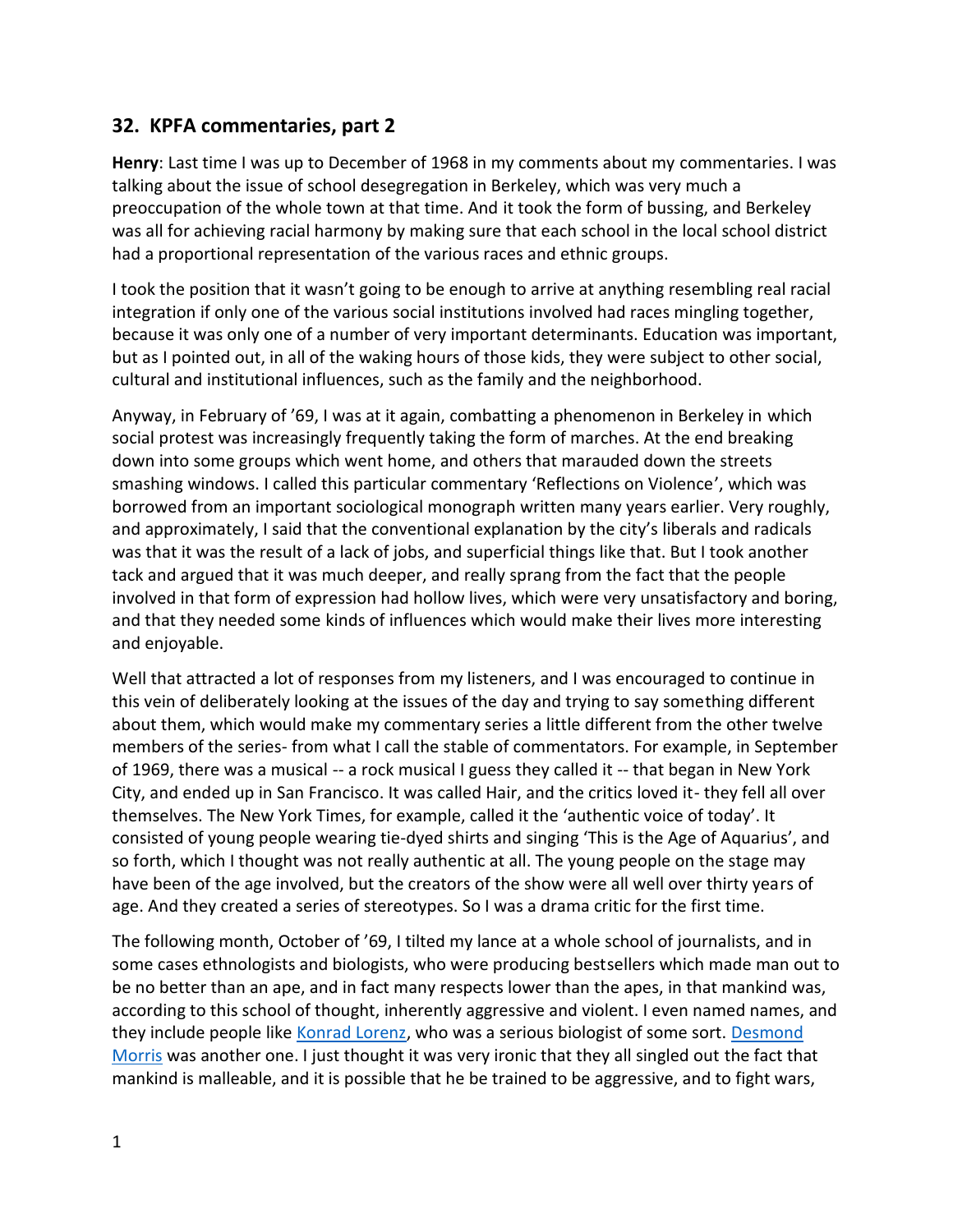## 32. KPFA commentaries, part 2

**Henry**: Last time I was up to December of 1968 in my comments about my commentaries. I was talking about the issue of school desegregation in Berkeley, which was very much a preoccupation of the whole town at that time. And it took the form of bussing, and Berkeley was all for achieving racial harmony by making sure that each school in the local school district had a proportional representation of the various races and ethnic groups.

I took the position that it wasn't going to be enough to arrive at anything resembling real racial integration if only one of the various social institutions involved had races mingling together, because it was only one of a number of very important determinants. Education was important, but as I pointed out, in all of the waking hours of those kids, they were subject to other social, cultural and institutional influences, such as the family and the neighborhood.

Anyway, in February of '69, I was at it again, combatting a phenomenon in Berkeley in which social protest was increasingly frequently taking the form of marches. At the end breaking down into some groups which went home, and others that marauded down the streets smashing windows. I called this particular commentary 'Reflections on Violence', which was borrowed from an important sociological monograph written many years earlier. Very roughly, and approximately, I said that the conventional explanation by the city's liberals and radicals was that it was the result of a lack of jobs, and superficial things like that. But I took another tack and argued that it was much deeper, and really sprang from the fact that the people involved in that form of expression had hollow lives, which were very unsatisfactory and boring, and that they needed some kinds of influences which would make their lives more interesting and enjoyable.

Well that attracted a lot of responses from my listeners, and I was encouraged to continue in this vein of deliberately looking at the issues of the day and trying to say something different about them, which would make my commentary series a little different from the other twelve members of the series- from what I call the stable of commentators. For example, in September of 1969, there was a musical -- a rock musical I guess they called it -- that began in New York City, and ended up in San Francisco. It was called Hair, and the critics loved it- they fell all over themselves. The New York Times, for example, called it the 'authentic voice of today'. It consisted of young people wearing tie-dyed shirts and singing 'This is the Age of Aquarius', and so forth, which I thought was not really authentic at all. The young people on the stage may have been of the age involved, but the creators of the show were all well over thirty years of age. And they created a series of stereotypes. So I was a drama critic for the first time.

The following month, October of '69, I tilted my lance at a whole school of journalists, and in some cases ethnologists and biologists, who were producing bestsellers which made man out to be no better than an ape, and in fact many respects lower than the apes, in that mankind was, according to this school of thought, inherently aggressive and violent. I even named names, and they include people like Konrad Lorenz, who was a serious biologist of some sort. Desmond Morris was another one. I just thought it was very ironic that they all singled out the fact that mankind is malleable, and it is possible that he be trained to be aggressive, and to fight wars,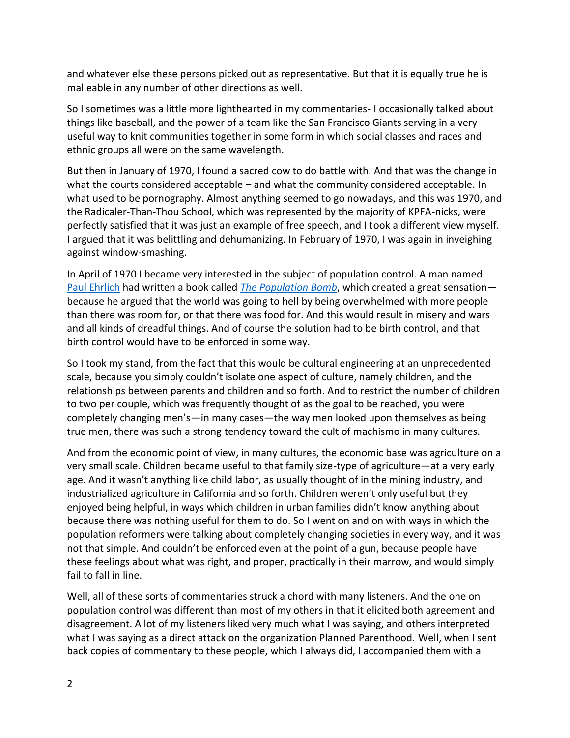and whatever else these persons picked out as representative. But that it is equally true he is malleable in any number of other directions as well.

So I sometimes was a little more lighthearted in my commentaries- I occasionally talked about things like baseball, and the power of a team like the San Francisco Giants serving in a very useful way to knit communities together in some form in which social classes and races and ethnic groups all were on the same wavelength.

But then in January of 1970, I found a sacred cow to do battle with. And that was the change in what the courts considered acceptable – and what the community considered acceptable. In what used to be pornography. Almost anything seemed to go nowadays, and this was 1970, and the Radicaler-Than-Thou School, which was represented by the majority of KPFA-nicks, were perfectly satisfied that it was just an example of free speech, and I took a different view myself. I argued that it was belittling and dehumanizing. In February of 1970, I was again in inveighing against window-smashing.

In April of 1970 I became very interested in the subject of population control. A man named Paul Ehrlich had written a book called *The Population Bomb*, which created a great sensation—because he argued that the world was going to hell by being overwhelmed with more people than there was room for, or that there was food for. And this would result in misery and wars and all kinds of dreadful things. And of course the solution had to be birth control, and that birth control would have to be enforced in some way.

So I took my stand, from the fact that this would be cultural engineering at an unprecedented scale, because you simply couldn't isolate one aspect of culture, namely children, and the relationships between parents and children and so forth. And to restrict the number of children to two per couple, which was frequently thought of as the goal to be reached, you were completely changing men's—in many cases—the way men looked upon themselves as being true men, there was such a strong tendency toward the cult of machismo in many cultures.

And from the economic point of view, in many cultures, the economic base was agriculture on a very small scale. Children became useful to that family size-type of agriculture—at a very early age. And it wasn't anything like child labor, as usually thought of in the mining industry, and industrialized agriculture in California and so forth. Children weren't only useful but they enjoyed being helpful, in ways which children in urban families didn't know anything about because there was nothing useful for them to do. So I went on and on with ways in which the population reformers were talking about completely changing societies in every way, and it was not that simple. And couldn't be enforced even at the point of a gun, because people have these feelings about what was right, and proper, practically in their marrow, and would simply fail to fall in line.

Well, all of these sorts of commentaries struck a chord with many listeners. And the one on population control was different than most of my others in that it elicited both agreement and disagreement. A lot of my listeners liked very much what I was saying, and others interpreted what I was saying as a direct attack on the organization Planned Parenthood. Well, when I sent back copies of commentary to these people, which I always did, I accompanied them with a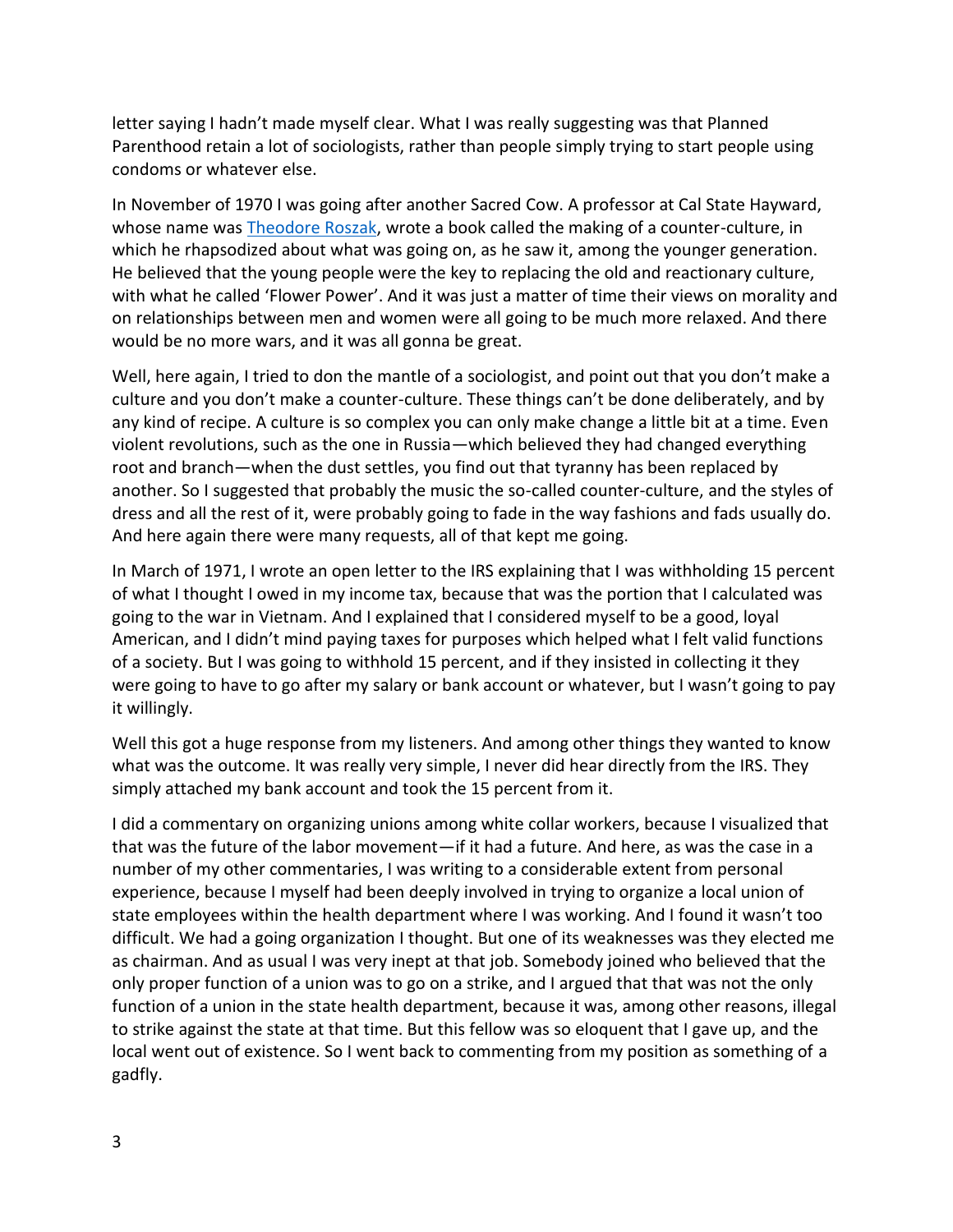letter saying I hadn't made myself clear. What I was really suggesting was that Planned Parenthood retain a lot of sociologists, rather than people simply trying to start people using condoms or whatever else.

In November of 1970 I was going after another Sacred Cow. A professor at Cal State Hayward, whose name was Theodore Roszak, wrote a book called the making of a counter-culture, in which he rhapsodized about what was going on, as he saw it, among the younger generation. He believed that the young people were the key to replacing the old and reactionary culture, with what he called 'Flower Power'. And it was just a matter of time their views on morality and on relationships between men and women were all going to be much more relaxed. And there would be no more wars, and it was all gonna be great.

Well, here again, I tried to don the mantle of a sociologist, and point out that you don't make a culture and you don't make a counter-culture. These things can't be done deliberately, and by any kind of recipe. A culture is so complex you can only make change a little bit at a time. Even violent revolutions, such as the one in Russia—which believed they had changed everything root and branch—when the dust settles, you find out that tyranny has been replaced by another. So I suggested that probably the music the so-called counter-culture, and the styles of dress and all the rest of it, were probably going to fade in the way fashions and fads usually do. And here again there were many requests, all of that kept me going.

In March of 1971, I wrote an open letter to the IRS explaining that I was withholding 15 percent of what I thought I owed in my income tax, because that was the portion that I calculated was going to the war in Vietnam. And I explained that I considered myself to be a good, loyal American, and I didn't mind paying taxes for purposes which helped what I felt valid functions of a society. But I was going to withhold 15 percent, and if they insisted in collecting it they were going to have to go after my salary or bank account or whatever, but I wasn't going to pay it willingly.

Well this got a huge response from my listeners. And among other things they wanted to know what was the outcome. It was really very simple, I never did hear directly from the IRS. They simply attached my bank account and took the 15 percent from it.

I did a commentary on organizing unions among white collar workers, because I visualized that that was the future of the labor movement—if it had a future. And here, as was the case in a number of my other commentaries, I was writing to a considerable extent from personal experience, because I myself had been deeply involved in trying to organize a local union of state employees within the health department where I was working. And I found it wasn't too difficult. We had a going organization I thought. But one of its weaknesses was they elected me as chairman. And as usual I was very inept at that job. Somebody joined who believed that the only proper function of a union was to go on a strike, and I argued that that was not the only function of a union in the state health department, because it was, among other reasons, illegal to strike against the state at that time. But this fellow was so eloquent that I gave up, and the local went out of existence. So I went back to commenting from my position as something of a gadfly.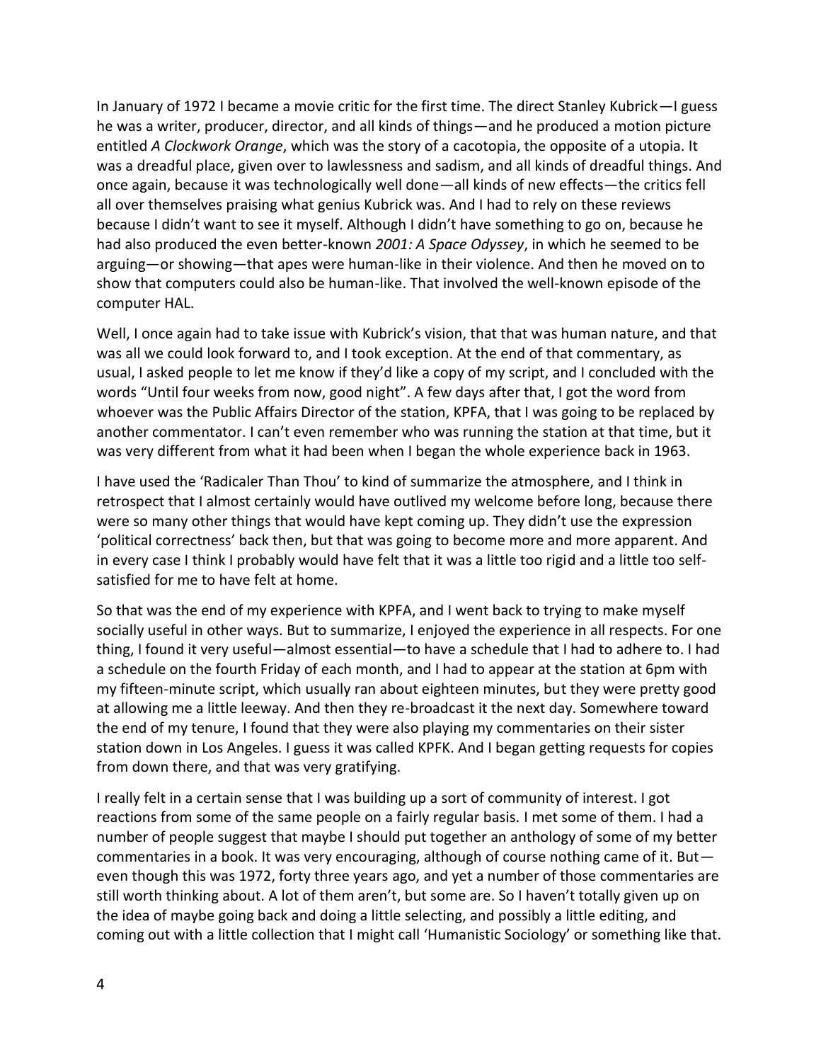In January of 1972 I became a movie critic for the first time. The direct Stanley Kubrick—I guess he was a writer, producer, director, and all kinds of things—and he produced a motion picture entitled *A Clockwork Orange*, which was the story of a cacotopia, the opposite of a utopia. It was a dreadful place, given over to lawlessness and sadism, and all kinds of dreadful things. And once again, because it was technologically well done—all kinds of new effects—the critics fell all over themselves praising what genius Kubrick was. And I had to rely on these reviews because I didn't want to see it myself. Although I didn't have something to go on, because he had also produced the even better-known *2001: A Space Odyssey*, in which he seemed to be arguing—or showing—that apes were human-like in their violence. And then he moved on to show that computers could also be human-like. That involved the well-known episode of the computer HAL.

Well, I once again had to take issue with Kubrick's vision, that that was human nature, and that was all we could look forward to, and I took exception. At the end of that commentary, as usual, I asked people to let me know if they'd like a copy of my script, and I concluded with the words "Until four weeks from now, good night". A few days after that, I got the word from whoever was the Public Affairs Director of the station, KPFA, that I was going to be replaced by another commentator. I can't even remember who was running the station at that time, but it was very different from what it had been when I began the whole experience back in 1963.

I have used the 'Radicaler Than Thou' to kind of summarize the atmosphere, and I think in retrospect that I almost certainly would have outlived my welcome before long, because there were so many other things that would have kept coming up. They didn't use the expression 'political correctness' back then, but that was going to become more and more apparent. And in every case I think I probably would have felt that it was a little too rigid and a little too self-satisfied for me to have felt at home.

So that was the end of my experience with KPFA, and I went back to trying to make myself socially useful in other ways. But to summarize, I enjoyed the experience in all respects. For one thing, I found it very useful—almost essential—to have a schedule that I had to adhere to. I had a schedule on the fourth Friday of each month, and I had to appear at the station at 6pm with my fifteen-minute script, which usually ran about eighteen minutes, but they were pretty good at allowing me a little leeway. And then they re-broadcast it the next day. Somewhere toward the end of my tenure, I found that they were also playing my commentaries on their sister station down in Los Angeles. I guess it was called KPFK. And I began getting requests for copies from down there, and that was very gratifying.

I really felt in a certain sense that I was building up a sort of community of interest. I got reactions from some of the same people on a fairly regular basis. I met some of them. I had a number of people suggest that maybe I should put together an anthology of some of my better commentaries in a book. It was very encouraging, although of course nothing came of it. But—even though this was 1972, forty three years ago, and yet a number of those commentaries are still worth thinking about. A lot of them aren't, but some are. So I haven't totally given up on the idea of maybe going back and doing a little selecting, and possibly a little editing, and coming out with a little collection that I might call 'Humanistic Sociology' or something like that.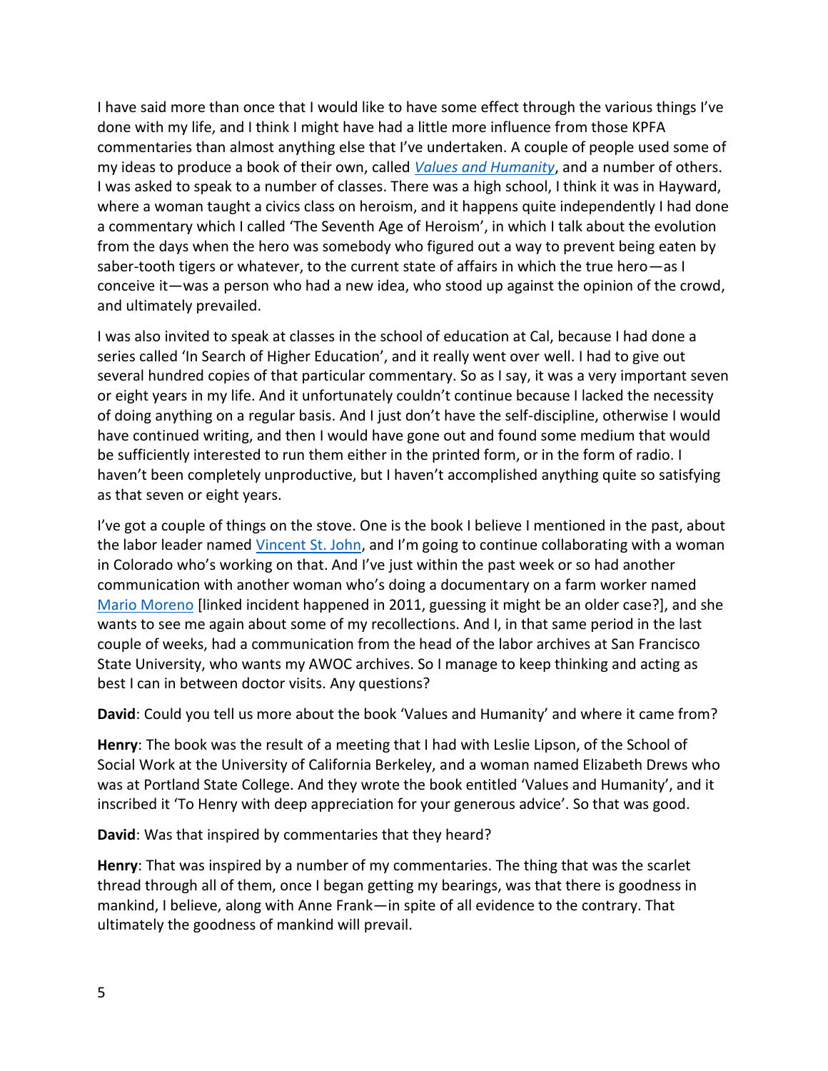I have said more than once that I would like to have some effect through the various things I've done with my life, and I think I might have had a little more influence from those KPFA commentaries than almost anything else that I've undertaken. A couple of people used some of my ideas to produce a book of their own, called *Values and Humanity*, and a number of others. I was asked to speak to a number of classes. There was a high school, I think it was in Hayward, where a woman taught a civics class on heroism, and it happens quite independently I had done a commentary which I called 'The Seventh Age of Heroism', in which I talk about the evolution from the days when the hero was somebody who figured out a way to prevent being eaten by saber-tooth tigers or whatever, to the current state of affairs in which the true hero—as I conceive it—was a person who had a new idea, who stood up against the opinion of the crowd, and ultimately prevailed.

I was also invited to speak at classes in the school of education at Cal, because I had done a series called 'In Search of Higher Education', and it really went over well. I had to give out several hundred copies of that particular commentary. So as I say, it was a very important seven or eight years in my life. And it unfortunately couldn't continue because I lacked the necessity of doing anything on a regular basis. And I just don't have the self-discipline, otherwise I would have continued writing, and then I would have gone out and found some medium that would be sufficiently interested to run them either in the printed form, or in the form of radio. I haven't been completely unproductive, but I haven't accomplished anything quite so satisfying as that seven or eight years.

I've got a couple of things on the stove. One is the book I believe I mentioned in the past, about the labor leader named Vincent St. John, and I'm going to continue collaborating with a woman in Colorado who's working on that. And I've just within the past week or so had another communication with another woman who's doing a documentary on a farm worker named Mario Moreno [linked incident happened in 2011, guessing it might be an older case?], and she wants to see me again about some of my recollections. And I, in that same period in the last couple of weeks, had a communication from the head of the labor archives at San Francisco State University, who wants my AWOC archives. So I manage to keep thinking and acting as best I can in between doctor visits. Any questions?

**David**: Could you tell us more about the book 'Values and Humanity' and where it came from?

**Henry**: The book was the result of a meeting that I had with Leslie Lipson, of the School of Social Work at the University of California Berkeley, and a woman named Elizabeth Drews who was at Portland State College. And they wrote the book entitled 'Values and Humanity', and it inscribed it 'To Henry with deep appreciation for your generous advice'. So that was good.

**David**: Was that inspired by commentaries that they heard?

**Henry**: That was inspired by a number of my commentaries. The thing that was the scarlet thread through all of them, once I began getting my bearings, was that there is goodness in mankind, I believe, along with Anne Frank—in spite of all evidence to the contrary. That ultimately the goodness of mankind will prevail.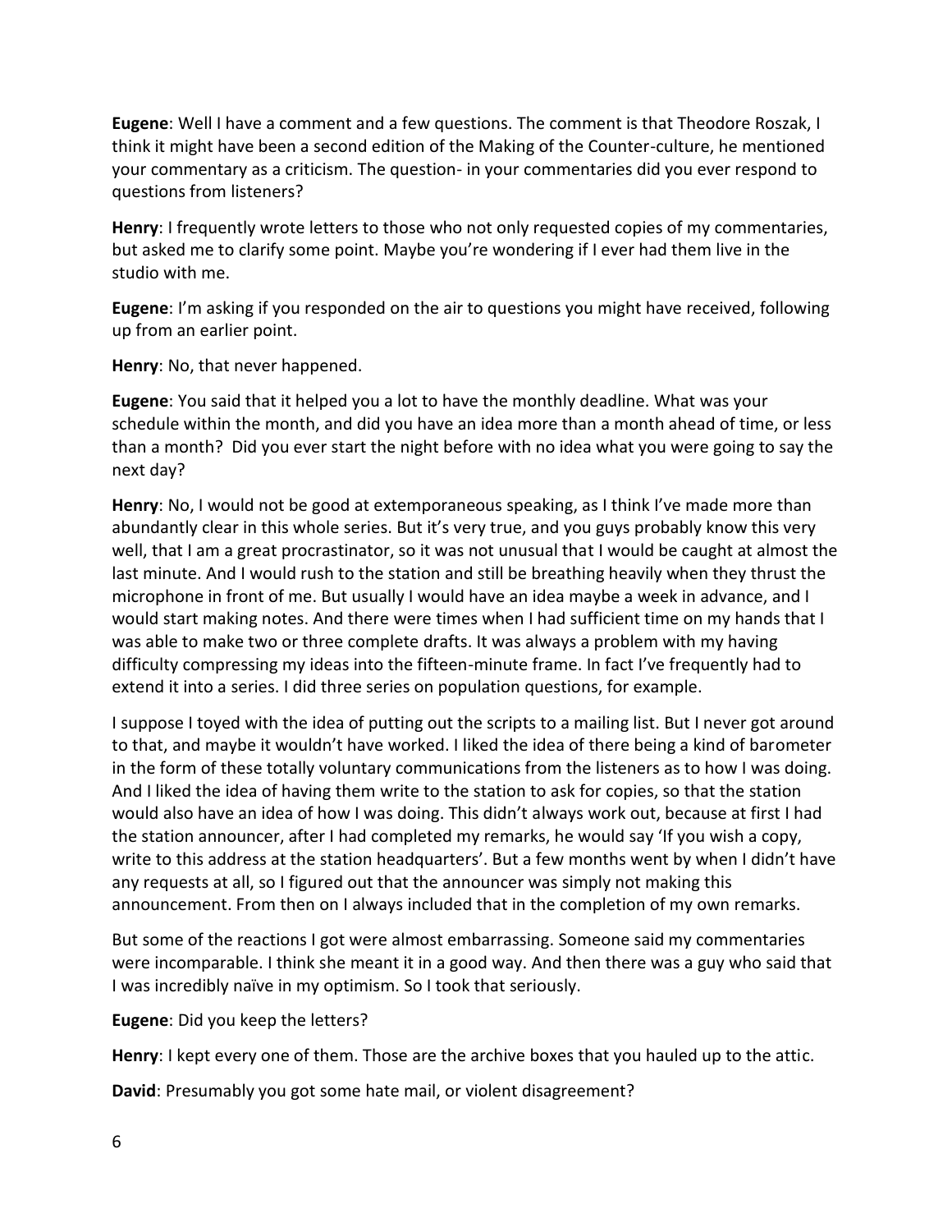**Eugene**: Well I have a comment and a few questions. The comment is that Theodore Roszak, I think it might have been a second edition of the Making of the Counter-culture, he mentioned your commentary as a criticism. The question- in your commentaries did you ever respond to questions from listeners?

**Henry**: I frequently wrote letters to those who not only requested copies of my commentaries, but asked me to clarify some point. Maybe you're wondering if I ever had them live in the studio with me.

**Eugene**: I'm asking if you responded on the air to questions you might have received, following up from an earlier point.

**Henry**: No, that never happened.

**Eugene**: You said that it helped you a lot to have the monthly deadline. What was your schedule within the month, and did you have an idea more than a month ahead of time, or less than a month? Did you ever start the night before with no idea what you were going to say the next day?

**Henry**: No, I would not be good at extemporaneous speaking, as I think I've made more than abundantly clear in this whole series. But it's very true, and you guys probably know this very well, that I am a great procrastinator, so it was not unusual that I would be caught at almost the last minute. And I would rush to the station and still be breathing heavily when they thrust the microphone in front of me. But usually I would have an idea maybe a week in advance, and I would start making notes. And there were times when I had sufficient time on my hands that I was able to make two or three complete drafts. It was always a problem with my having difficulty compressing my ideas into the fifteen-minute frame. In fact I've frequently had to extend it into a series. I did three series on population questions, for example.

I suppose I toyed with the idea of putting out the scripts to a mailing list. But I never got around to that, and maybe it wouldn't have worked. I liked the idea of there being a kind of barometer in the form of these totally voluntary communications from the listeners as to how I was doing. And I liked the idea of having them write to the station to ask for copies, so that the station would also have an idea of how I was doing. This didn't always work out, because at first I had the station announcer, after I had completed my remarks, he would say 'If you wish a copy, write to this address at the station headquarters'. But a few months went by when I didn't have any requests at all, so I figured out that the announcer was simply not making this announcement. From then on I always included that in the completion of my own remarks.

But some of the reactions I got were almost embarrassing. Someone said my commentaries were incomparable. I think she meant it in a good way. And then there was a guy who said that I was incredibly naïve in my optimism. So I took that seriously.

**Eugene**: Did you keep the letters?

**Henry**: I kept every one of them. Those are the archive boxes that you hauled up to the attic.

**David**: Presumably you got some hate mail, or violent disagreement?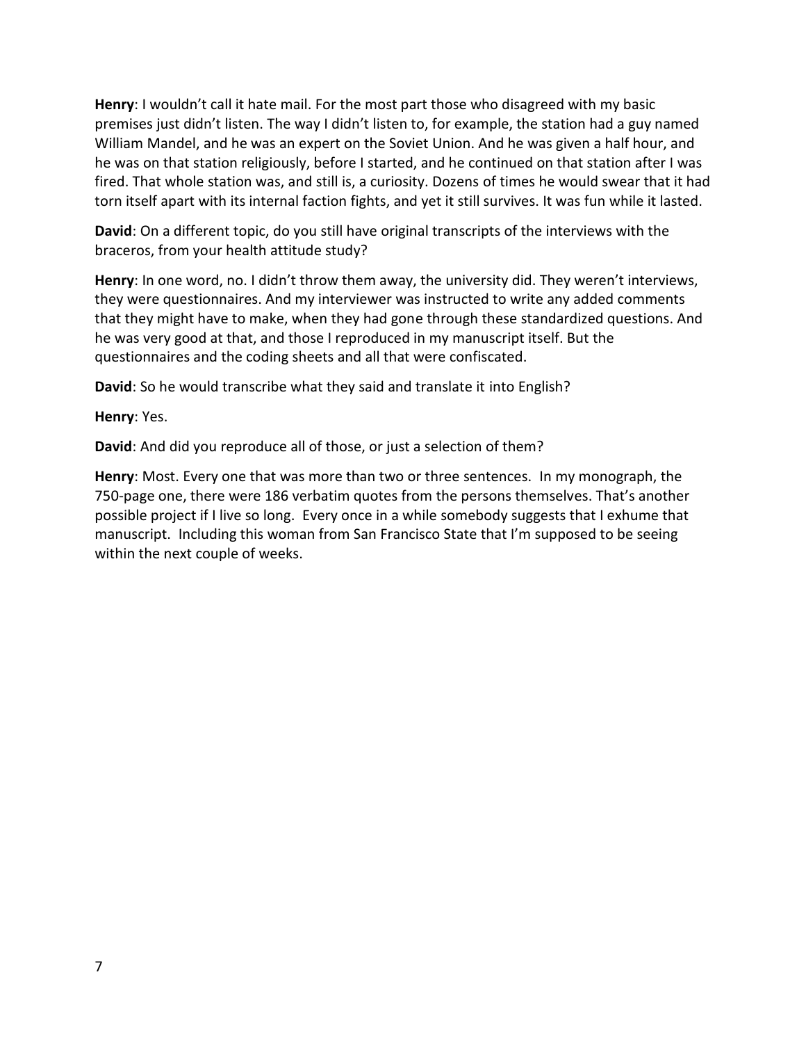**Henry**: I wouldn't call it hate mail. For the most part those who disagreed with my basic premises just didn't listen. The way I didn't listen to, for example, the station had a guy named William Mandel, and he was an expert on the Soviet Union. And he was given a half hour, and he was on that station religiously, before I started, and he continued on that station after I was fired. That whole station was, and still is, a curiosity. Dozens of times he would swear that it had torn itself apart with its internal faction fights, and yet it still survives. It was fun while it lasted.

**David**: On a different topic, do you still have original transcripts of the interviews with the braceros, from your health attitude study?

**Henry**: In one word, no. I didn't throw them away, the university did. They weren't interviews, they were questionnaires. And my interviewer was instructed to write any added comments that they might have to make, when they had gone through these standardized questions. And he was very good at that, and those I reproduced in my manuscript itself. But the questionnaires and the coding sheets and all that were confiscated.

**David**: So he would transcribe what they said and translate it into English?

**Henry**: Yes.

**David**: And did you reproduce all of those, or just a selection of them?

**Henry**: Most. Every one that was more than two or three sentences. In my monograph, the 750-page one, there were 186 verbatim quotes from the persons themselves. That's another possible project if I live so long. Every once in a while somebody suggests that I exhume that manuscript. Including this woman from San Francisco State that I'm supposed to be seeing within the next couple of weeks.